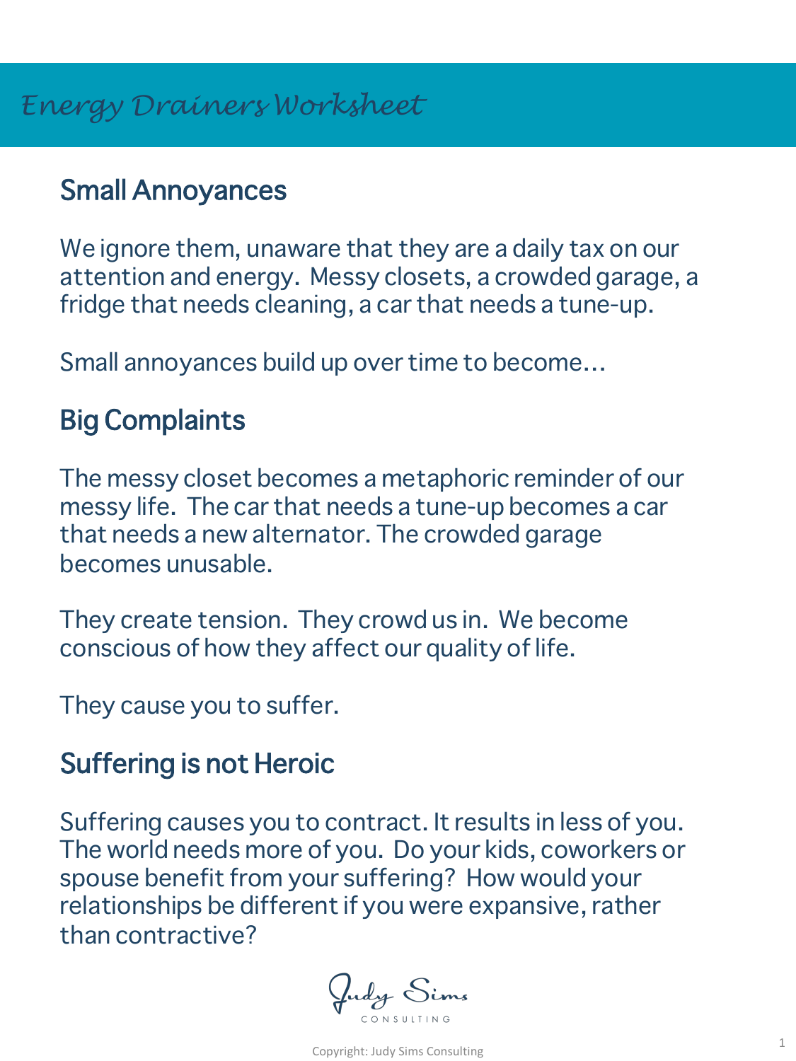# Energy Drainers Worksheet

## Small Annoyances

We ignore them, unaware that they are a daily tax on our attention and energy.  Messy closets, a crowded garage, a fridge that needs cleaning, a car that needs a tune-up.

Small annoyances build up over time to become…

## Big Complaints

The messy closet becomes a metaphoric reminder of our messy life.  The car that needs a tune-up becomes a car that needs a new alternator. The crowded garage becomes unusable.

They create tension.  They crowd us in.  We become conscious of how they affect our quality of life.

They cause you to suffer.

## Suffering is not Heroic

Suffering causes you to contract. It results in less of you. The world needs more of you.  Do your kids, coworkers or spouse benefit from your suffering?  How would your relationships be different if you were expansive, rather than contractive?

Judy Sims
CONSULTING

Copyright: Judy Sims Consulting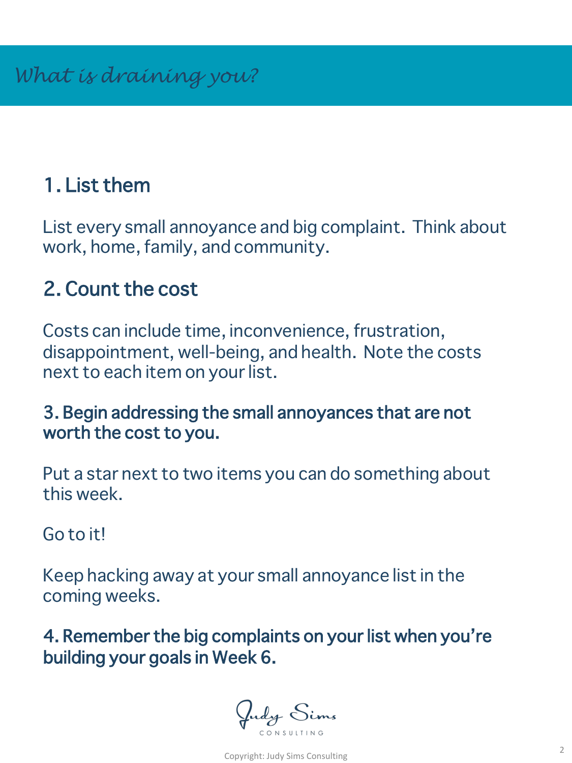# *What is draining you?*

## 1. List them

List every small annoyance and big complaint. Think about work, home, family, and community.

## 2. Count the cost

Costs can include time, inconvenience, frustration, disappointment, well-being, and health. Note the costs next to each item on your list.

### 3. Begin addressing the small annoyances that are not worth the cost to you.

Put a star next to two items you can do something about this week.

Go to it!

Keep hacking away at your small annoyance list in the coming weeks.

### 4. Remember the big complaints on your list when you're building your goals in Week 6.

Judy Sims
CONSULTING

Copyright: Judy Sims Consulting